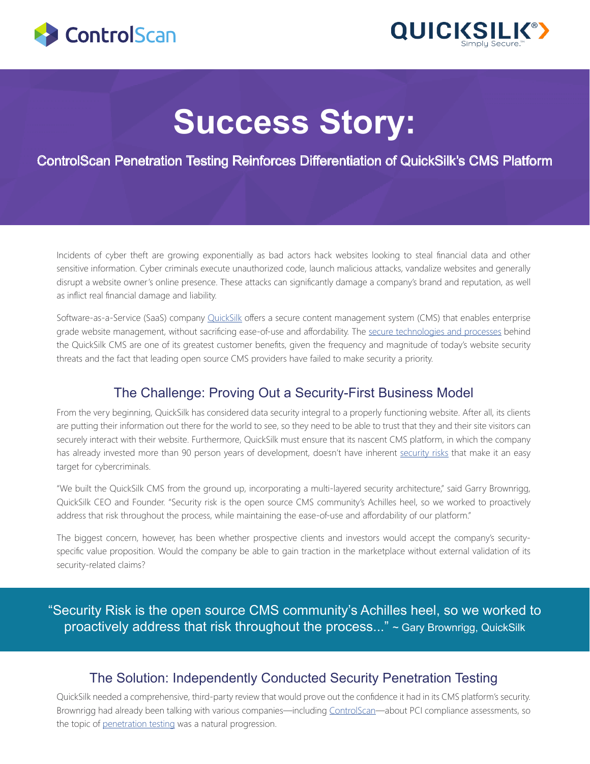# Success Story:

## ControlScan Penetration Testing Reinforces Differentiation of QuickSilk's CMS Platform

Incidents of cyber theft are growing exponentially as bad actors hack websites looking to steal financial data and other sensitive information. Cyber criminals execute unauthorized code, launch malicious attacks, vandalize websites and generally disrupt a website owner's online presence. These attacks can significantly damage a company's brand and reputation, as well as inflict real financial damage and liability.

Software-as-a-Service (SaaS) company QuickSilk offers a secure content management system (CMS) that enables enterprise grade website management, without sacrificing ease-of-use and affordability. The secure technologies and processes behind the QuickSilk CMS are one of its greatest customer benefits, given the frequency and magnitude of today's website security threats and the fact that leading open source CMS providers have failed to make security a priority.

## The Challenge: Proving Out a Security-First Business Model

From the very beginning, QuickSilk has considered data security integral to a properly functioning website. After all, its clients are putting their information out there for the world to see, so they need to be able to trust that they and their site visitors can securely interact with their website. Furthermore, QuickSilk must ensure that its nascent CMS platform, in which the company has already invested more than 90 person years of development, doesn't have inherent security risks that make it an easy target for cybercriminals.

"We built the QuickSilk CMS from the ground up, incorporating a multi-layered security architecture," said Garry Brownrigg, QuickSilk CEO and Founder. "Security risk is the open source CMS community's Achilles heel, so we worked to proactively address that risk throughout the process, while maintaining the ease-of-use and affordability of our platform."

The biggest concern, however, has been whether prospective clients and investors would accept the company's security-specific value proposition. Would the company be able to gain traction in the marketplace without external validation of its security-related claims?

> "Security Risk is the open source CMS community's Achilles heel, so we worked to proactively address that risk throughout the process..." ~ Gary Brownrigg, QuickSilk

## The Solution: Independently Conducted Security Penetration Testing

QuickSilk needed a comprehensive, third-party review that would prove out the confidence it had in its CMS platform's security. Brownrigg had already been talking with various companies—including ControlScan—about PCI compliance assessments, so the topic of penetration testing was a natural progression.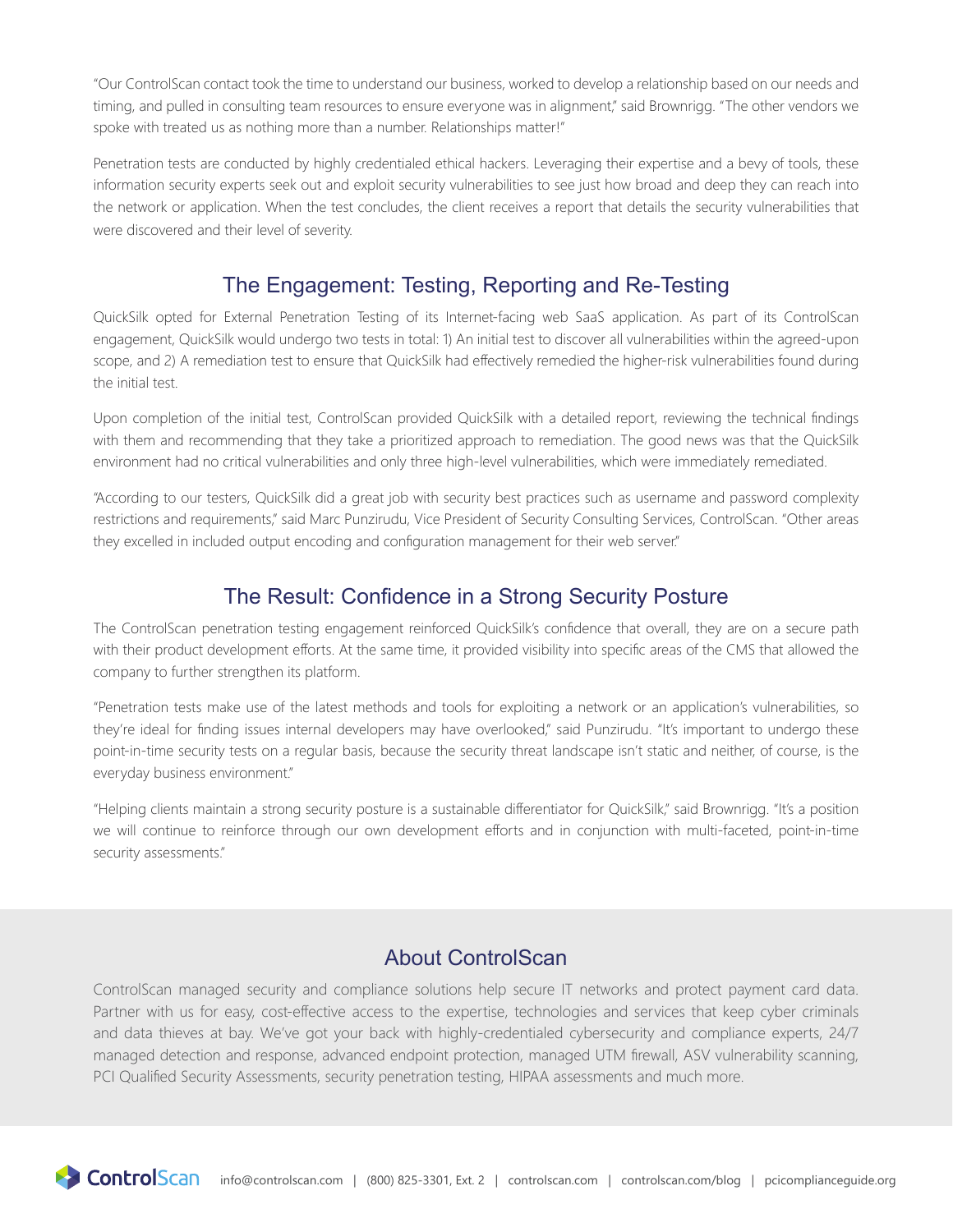"Our ControlScan contact took the time to understand our business, worked to develop a relationship based on our needs and timing, and pulled in consulting team resources to ensure everyone was in alignment," said Brownrigg. "The other vendors we spoke with treated us as nothing more than a number. Relationships matter!"

Penetration tests are conducted by highly credentialed ethical hackers. Leveraging their expertise and a bevy of tools, these information security experts seek out and exploit security vulnerabilities to see just how broad and deep they can reach into the network or application. When the test concludes, the client receives a report that details the security vulnerabilities that were discovered and their level of severity.

## The Engagement: Testing, Reporting and Re-Testing

QuickSilk opted for External Penetration Testing of its Internet-facing web SaaS application. As part of its ControlScan engagement, QuickSilk would undergo two tests in total: 1) An initial test to discover all vulnerabilities within the agreed-upon scope, and 2) A remediation test to ensure that QuickSilk had effectively remedied the higher-risk vulnerabilities found during the initial test.

Upon completion of the initial test, ControlScan provided QuickSilk with a detailed report, reviewing the technical findings with them and recommending that they take a prioritized approach to remediation. The good news was that the QuickSilk environment had no critical vulnerabilities and only three high-level vulnerabilities, which were immediately remediated.

"According to our testers, QuickSilk did a great job with security best practices such as username and password complexity restrictions and requirements," said Marc Punzirudu, Vice President of Security Consulting Services, ControlScan. "Other areas they excelled in included output encoding and configuration management for their web server."

## The Result: Confidence in a Strong Security Posture

The ControlScan penetration testing engagement reinforced QuickSilk's confidence that overall, they are on a secure path with their product development efforts. At the same time, it provided visibility into specific areas of the CMS that allowed the company to further strengthen its platform.

"Penetration tests make use of the latest methods and tools for exploiting a network or an application's vulnerabilities, so they're ideal for finding issues internal developers may have overlooked," said Punzirudu. "It's important to undergo these point-in-time security tests on a regular basis, because the security threat landscape isn't static and neither, of course, is the everyday business environment."

"Helping clients maintain a strong security posture is a sustainable differentiator for QuickSilk," said Brownrigg. "It's a position we will continue to reinforce through our own development efforts and in conjunction with multi-faceted, point-in-time security assessments."

## About ControlScan

ControlScan managed security and compliance solutions help secure IT networks and protect payment card data. Partner with us for easy, cost-effective access to the expertise, technologies and services that keep cyber criminals and data thieves at bay. We've got your back with highly-credentialed cybersecurity and compliance experts, 24/7 managed detection and response, advanced endpoint protection, managed UTM firewall, ASV vulnerability scanning, PCI Qualified Security Assessments, security penetration testing, HIPAA assessments and much more.

ControlScan | info@controlscan.com | (800) 825-3301, Ext. 2 | controlscan.com | controlscan.com/blog | pcicomplianceguide.org